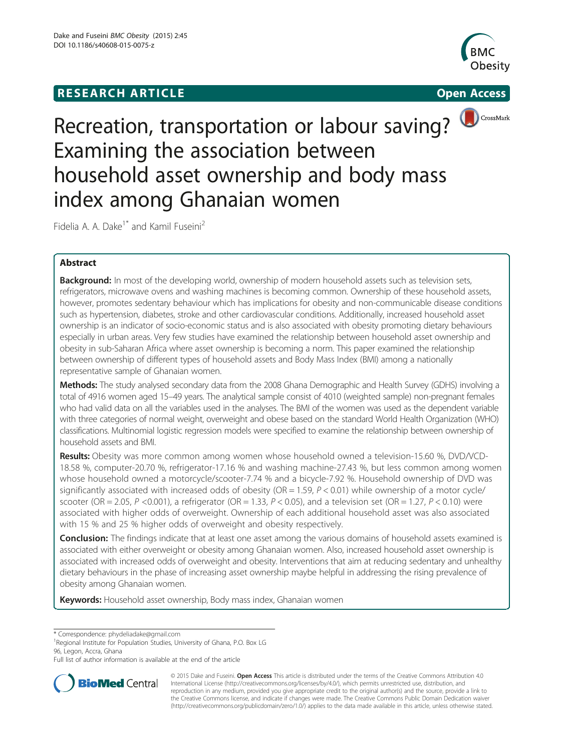RESEARCH ARTICLE

Open Access

# Recreation, transportation or labour saving? Examining the association between household asset ownership and body mass index among Ghanaian women

Fidelia A. A. Dake[1*] and Kamil Fuseini[2]

## Abstract

**Background:** In most of the developing world, ownership of modern household assets such as television sets, refrigerators, microwave ovens and washing machines is becoming common. Ownership of these household assets, however, promotes sedentary behaviour which has implications for obesity and non-communicable disease conditions such as hypertension, diabetes, stroke and other cardiovascular conditions. Additionally, increased household asset ownership is an indicator of socio-economic status and is also associated with obesity promoting dietary behaviours especially in urban areas. Very few studies have examined the relationship between household asset ownership and obesity in sub-Saharan Africa where asset ownership is becoming a norm. This paper examined the relationship between ownership of different types of household assets and Body Mass Index (BMI) among a nationally representative sample of Ghanaian women.

**Methods:** The study analysed secondary data from the 2008 Ghana Demographic and Health Survey (GDHS) involving a total of 4916 women aged 15–49 years. The analytical sample consist of 4010 (weighted sample) non-pregnant females who had valid data on all the variables used in the analyses. The BMI of the women was used as the dependent variable with three categories of normal weight, overweight and obese based on the standard World Health Organization (WHO) classifications. Multinomial logistic regression models were specified to examine the relationship between ownership of household assets and BMI.

**Results:** Obesity was more common among women whose household owned a television-15.60 %, DVD/VCD-18.58 %, computer-20.70 %, refrigerator-17.16 % and washing machine-27.43 %, but less common among women whose household owned a motorcycle/scooter-7.74 % and a bicycle-7.92 %. Household ownership of DVD was significantly associated with increased odds of obesity (OR = 1.59, $P < 0.01$) while ownership of a motor cycle/scooter (OR = 2.05, $P < 0.001$), a refrigerator (OR = 1.33, $P < 0.05$), and a television set (OR = 1.27, $P < 0.10$) were associated with higher odds of overweight. Ownership of each additional household asset was also associated with 15 % and 25 % higher odds of overweight and obesity respectively.

**Conclusion:** The findings indicate that at least one asset among the various domains of household assets examined is associated with either overweight or obesity among Ghanaian women. Also, increased household asset ownership is associated with increased odds of overweight and obesity. Interventions that aim at reducing sedentary and unhealthy dietary behaviours in the phase of increasing asset ownership maybe helpful in addressing the rising prevalence of obesity among Ghanaian women.

**Keywords:** Household asset ownership, Body mass index, Ghanaian women

---

* Correspondence: phydeliadake@gmail.com
[1] Regional Institute for Population Studies, University of Ghana, P.O. Box LG 96, Legon, Accra, Ghana
Full list of author information is available at the end of the article

© 2015 Dake and Fuseini. Open Access This article is distributed under the terms of the Creative Commons Attribution 4.0 International License (http://creativecommons.org/licenses/by/4.0/), which permits unrestricted use, distribution, and reproduction in any medium, provided you give appropriate credit to the original author(s) and the source, provide a link to the Creative Commons license, and indicate if changes were made. The Creative Commons Public Domain Dedication waiver (http://creativecommons.org/publicdomain/zero/1.0/) applies to the data made available in this article, unless otherwise stated.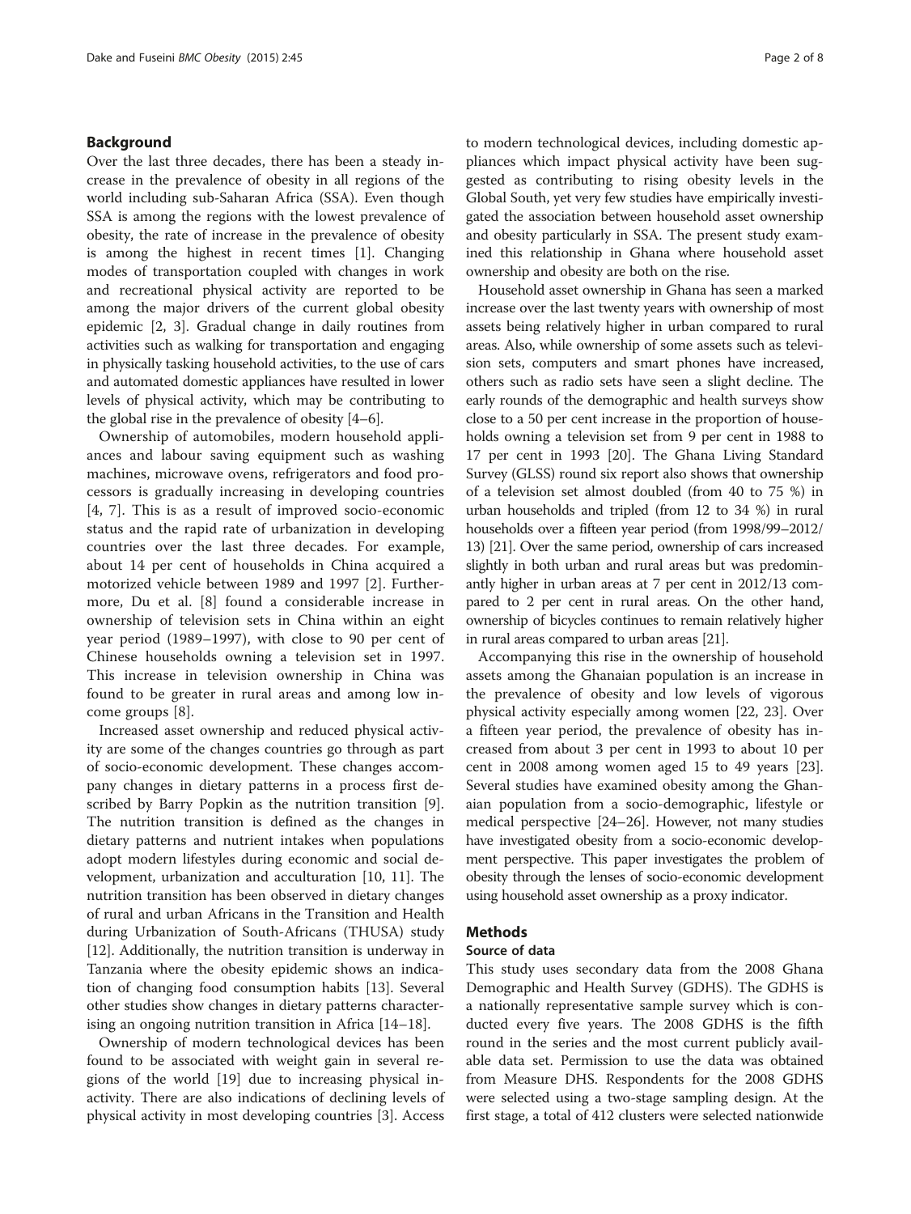## Background

Over the last three decades, there has been a steady increase in the prevalence of obesity in all regions of the world including sub-Saharan Africa (SSA). Even though SSA is among the regions with the lowest prevalence of obesity, the rate of increase in the prevalence of obesity is among the highest in recent times [1]. Changing modes of transportation coupled with changes in work and recreational physical activity are reported to be among the major drivers of the current global obesity epidemic [2, 3]. Gradual change in daily routines from activities such as walking for transportation and engaging in physically tasking household activities, to the use of cars and automated domestic appliances have resulted in lower levels of physical activity, which may be contributing to the global rise in the prevalence of obesity [4–6].

Ownership of automobiles, modern household appliances and labour saving equipment such as washing machines, microwave ovens, refrigerators and food processors is gradually increasing in developing countries [4, 7]. This is as a result of improved socio-economic status and the rapid rate of urbanization in developing countries over the last three decades. For example, about 14 per cent of households in China acquired a motorized vehicle between 1989 and 1997 [2]. Furthermore, Du et al. [8] found a considerable increase in ownership of television sets in China within an eight year period (1989–1997), with close to 90 per cent of Chinese households owning a television set in 1997. This increase in television ownership in China was found to be greater in rural areas and among low income groups [8].

Increased asset ownership and reduced physical activity are some of the changes countries go through as part of socio-economic development. These changes accompany changes in dietary patterns in a process first described by Barry Popkin as the nutrition transition [9]. The nutrition transition is defined as the changes in dietary patterns and nutrient intakes when populations adopt modern lifestyles during economic and social development, urbanization and acculturation [10, 11]. The nutrition transition has been observed in dietary changes of rural and urban Africans in the Transition and Health during Urbanization of South-Africans (THUSA) study [12]. Additionally, the nutrition transition is underway in Tanzania where the obesity epidemic shows an indication of changing food consumption habits [13]. Several other studies show changes in dietary patterns characterising an ongoing nutrition transition in Africa [14–18].

Ownership of modern technological devices has been found to be associated with weight gain in several regions of the world [19] due to increasing physical inactivity. There are also indications of declining levels of physical activity in most developing countries [3]. Access to modern technological devices, including domestic appliances which impact physical activity have been suggested as contributing to rising obesity levels in the Global South, yet very few studies have empirically investigated the association between household asset ownership and obesity particularly in SSA. The present study examined this relationship in Ghana where household asset ownership and obesity are both on the rise.

Household asset ownership in Ghana has seen a marked increase over the last twenty years with ownership of most assets being relatively higher in urban compared to rural areas. Also, while ownership of some assets such as television sets, computers and smart phones have increased, others such as radio sets have seen a slight decline. The early rounds of the demographic and health surveys show close to a 50 per cent increase in the proportion of households owning a television set from 9 per cent in 1988 to 17 per cent in 1993 [20]. The Ghana Living Standard Survey (GLSS) round six report also shows that ownership of a television set almost doubled (from 40 to 75 %) in urban households and tripled (from 12 to 34 %) in rural households over a fifteen year period (from 1998/99–2012/13) [21]. Over the same period, ownership of cars increased slightly in both urban and rural areas but was predominantly higher in urban areas at 7 per cent in 2012/13 compared to 2 per cent in rural areas. On the other hand, ownership of bicycles continues to remain relatively higher in rural areas compared to urban areas [21].

Accompanying this rise in the ownership of household assets among the Ghanaian population is an increase in the prevalence of obesity and low levels of vigorous physical activity especially among women [22, 23]. Over a fifteen year period, the prevalence of obesity has increased from about 3 per cent in 1993 to about 10 per cent in 2008 among women aged 15 to 49 years [23]. Several studies have examined obesity among the Ghanaian population from a socio-demographic, lifestyle or medical perspective [24–26]. However, not many studies have investigated obesity from a socio-economic development perspective. This paper investigates the problem of obesity through the lenses of socio-economic development using household asset ownership as a proxy indicator.

## Methods

### Source of data

This study uses secondary data from the 2008 Ghana Demographic and Health Survey (GDHS). The GDHS is a nationally representative sample survey which is conducted every five years. The 2008 GDHS is the fifth round in the series and the most current publicly available data set. Permission to use the data was obtained from Measure DHS. Respondents for the 2008 GDHS were selected using a two-stage sampling design. At the first stage, a total of 412 clusters were selected nationwide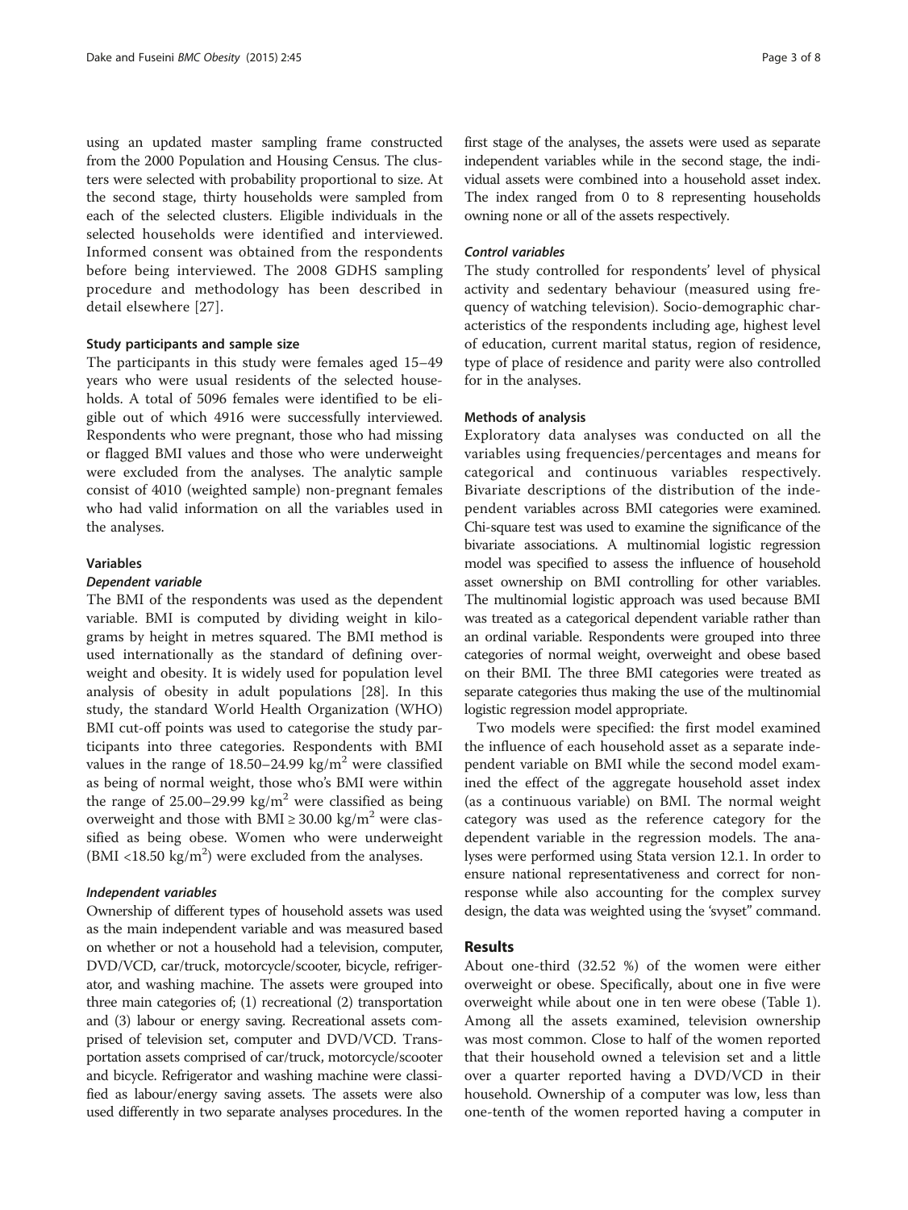using an updated master sampling frame constructed from the 2000 Population and Housing Census. The clusters were selected with probability proportional to size. At the second stage, thirty households were sampled from each of the selected clusters. Eligible individuals in the selected households were identified and interviewed. Informed consent was obtained from the respondents before being interviewed. The 2008 GDHS sampling procedure and methodology has been described in detail elsewhere [27].

### Study participants and sample size

The participants in this study were females aged 15–49 years who were usual residents of the selected households. A total of 5096 females were identified to be eligible out of which 4916 were successfully interviewed. Respondents who were pregnant, those who had missing or flagged BMI values and those who were underweight were excluded from the analyses. The analytic sample consist of 4010 (weighted sample) non-pregnant females who had valid information on all the variables used in the analyses.

### Variables

#### *Dependent variable*

The BMI of the respondents was used as the dependent variable. BMI is computed by dividing weight in kilograms by height in metres squared. The BMI method is used internationally as the standard of defining overweight and obesity. It is widely used for population level analysis of obesity in adult populations [28]. In this study, the standard World Health Organization (WHO) BMI cut-off points was used to categorise the study participants into three categories. Respondents with BMI values in the range of 18.50–24.99 $kg/m^2$ were classified as being of normal weight, those who's BMI were within the range of 25.00–29.99 $kg/m^2$ were classified as being overweight and those with BMI $\geq$ 30.00 $kg/m^2$ were classified as being obese. Women who were underweight (BMI <18.50 $kg/m^2$) were excluded from the analyses.

#### *Independent variables*

Ownership of different types of household assets was used as the main independent variable and was measured based on whether or not a household had a television, computer, DVD/VCD, car/truck, motorcycle/scooter, bicycle, refrigerator, and washing machine. The assets were grouped into three main categories of; (1) recreational (2) transportation and (3) labour or energy saving. Recreational assets comprised of television set, computer and DVD/VCD. Transportation assets comprised of car/truck, motorcycle/scooter and bicycle. Refrigerator and washing machine were classified as labour/energy saving assets. The assets were also used differently in two separate analyses procedures. In the first stage of the analyses, the assets were used as separate independent variables while in the second stage, the individual assets were combined into a household asset index. The index ranged from 0 to 8 representing households owning none or all of the assets respectively.

#### *Control variables*

The study controlled for respondents' level of physical activity and sedentary behaviour (measured using frequency of watching television). Socio-demographic characteristics of the respondents including age, highest level of education, current marital status, region of residence, type of place of residence and parity were also controlled for in the analyses.

### Methods of analysis

Exploratory data analyses was conducted on all the variables using frequencies/percentages and means for categorical and continuous variables respectively. Bivariate descriptions of the distribution of the independent variables across BMI categories were examined. Chi-square test was used to examine the significance of the bivariate associations. A multinomial logistic regression model was specified to assess the influence of household asset ownership on BMI controlling for other variables. The multinomial logistic approach was used because BMI was treated as a categorical dependent variable rather than an ordinal variable. Respondents were grouped into three categories of normal weight, overweight and obese based on their BMI. The three BMI categories were treated as separate categories thus making the use of the multinomial logistic regression model appropriate.

Two models were specified: the first model examined the influence of each household asset as a separate independent variable on BMI while the second model examined the effect of the aggregate household asset index (as a continuous variable) on BMI. The normal weight category was used as the reference category for the dependent variable in the regression models. The analyses were performed using Stata version 12.1. In order to ensure national representativeness and correct for non-response while also accounting for the complex survey design, the data was weighted using the 'svyset" command.

## Results

About one-third (32.52 %) of the women were either overweight or obese. Specifically, about one in five were overweight while about one in ten were obese (Table 1). Among all the assets examined, television ownership was most common. Close to half of the women reported that their household owned a television set and a little over a quarter reported having a DVD/VCD in their household. Ownership of a computer was low, less than one-tenth of the women reported having a computer in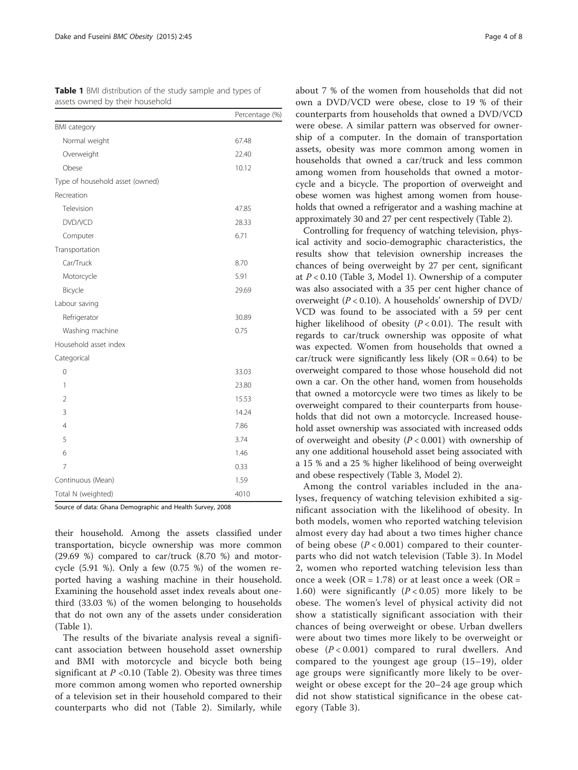**Table 1** BMI distribution of the study sample and types of assets owned by their household

| | Percentage (%) |
|---|---|
| BMI category | |
| Normal weight | 67.48 |
| Overweight | 22.40 |
| Obese | 10.12 |
| Type of household asset (owned) | |
| Recreation | |
| Television | 47.85 |
| DVD/VCD | 28.33 |
| Computer | 6.71 |
| Transportation | |
| Car/Truck | 8.70 |
| Motorcycle | 5.91 |
| Bicycle | 29.69 |
| Labour saving | |
| Refrigerator | 30.89 |
| Washing machine | 0.75 |
| Household asset index | |
| Categorical | |
| 0 | 33.03 |
| 1 | 23.80 |
| 2 | 15.53 |
| 3 | 14.24 |
| 4 | 7.86 |
| 5 | 3.74 |
| 6 | 1.46 |
| 7 | 0.33 |
| Continuous (Mean) | 1.59 |
| Total N (weighted) | 4010 |

Source of data: Ghana Demographic and Health Survey, 2008

their household. Among the assets classified under transportation, bicycle ownership was more common (29.69 %) compared to car/truck (8.70 %) and motorcycle (5.91 %). Only a few (0.75 %) of the women reported having a washing machine in their household. Examining the household asset index reveals about one-third (33.03 %) of the women belonging to households that do not own any of the assets under consideration (Table 1).

The results of the bivariate analysis reveal a significant association between household asset ownership and BMI with motorcycle and bicycle both being significant at $P < 0.10$ (Table 2). Obesity was three times more common among women who reported ownership of a television set in their household compared to their counterparts who did not (Table 2). Similarly, while about 7 % of the women from households that did not own a DVD/VCD were obese, close to 19 % of their counterparts from households that owned a DVD/VCD were obese. A similar pattern was observed for ownership of a computer. In the domain of transportation assets, obesity was more common among women in households that owned a car/truck and less common among women from households that owned a motorcycle and a bicycle. The proportion of overweight and obese women was highest among women from households that owned a refrigerator and a washing machine at approximately 30 and 27 per cent respectively (Table 2).

Controlling for frequency of watching television, physical activity and socio-demographic characteristics, the results show that television ownership increases the chances of being overweight by 27 per cent, significant at $P < 0.10$ (Table 3, Model 1). Ownership of a computer was also associated with a 35 per cent higher chance of overweight ($P < 0.10$). A households' ownership of DVD/VCD was found to be associated with a 59 per cent higher likelihood of obesity ($P < 0.01$). The result with regards to car/truck ownership was opposite of what was expected. Women from households that owned a car/truck were significantly less likely (OR = 0.64) to be overweight compared to those whose household did not own a car. On the other hand, women from households that owned a motorcycle were two times as likely to be overweight compared to their counterparts from households that did not own a motorcycle. Increased household asset ownership was associated with increased odds of overweight and obesity ($P < 0.001$) with ownership of any one additional household asset being associated with a 15 % and a 25 % higher likelihood of being overweight and obese respectively (Table 3, Model 2).

Among the control variables included in the analyses, frequency of watching television exhibited a significant association with the likelihood of obesity. In both models, women who reported watching television almost every day had about a two times higher chance of being obese ($P < 0.001$) compared to their counterparts who did not watch television (Table 3). In Model 2, women who reported watching television less than once a week (OR = 1.78) or at least once a week (OR = 1.60) were significantly ($P < 0.05$) more likely to be obese. The women's level of physical activity did not show a statistically significant association with their chances of being overweight or obese. Urban dwellers were about two times more likely to be overweight or obese ($P < 0.001$) compared to rural dwellers. And compared to the youngest age group (15–19), older age groups were significantly more likely to be overweight or obese except for the 20–24 age group which did not show statistical significance in the obese category (Table 3).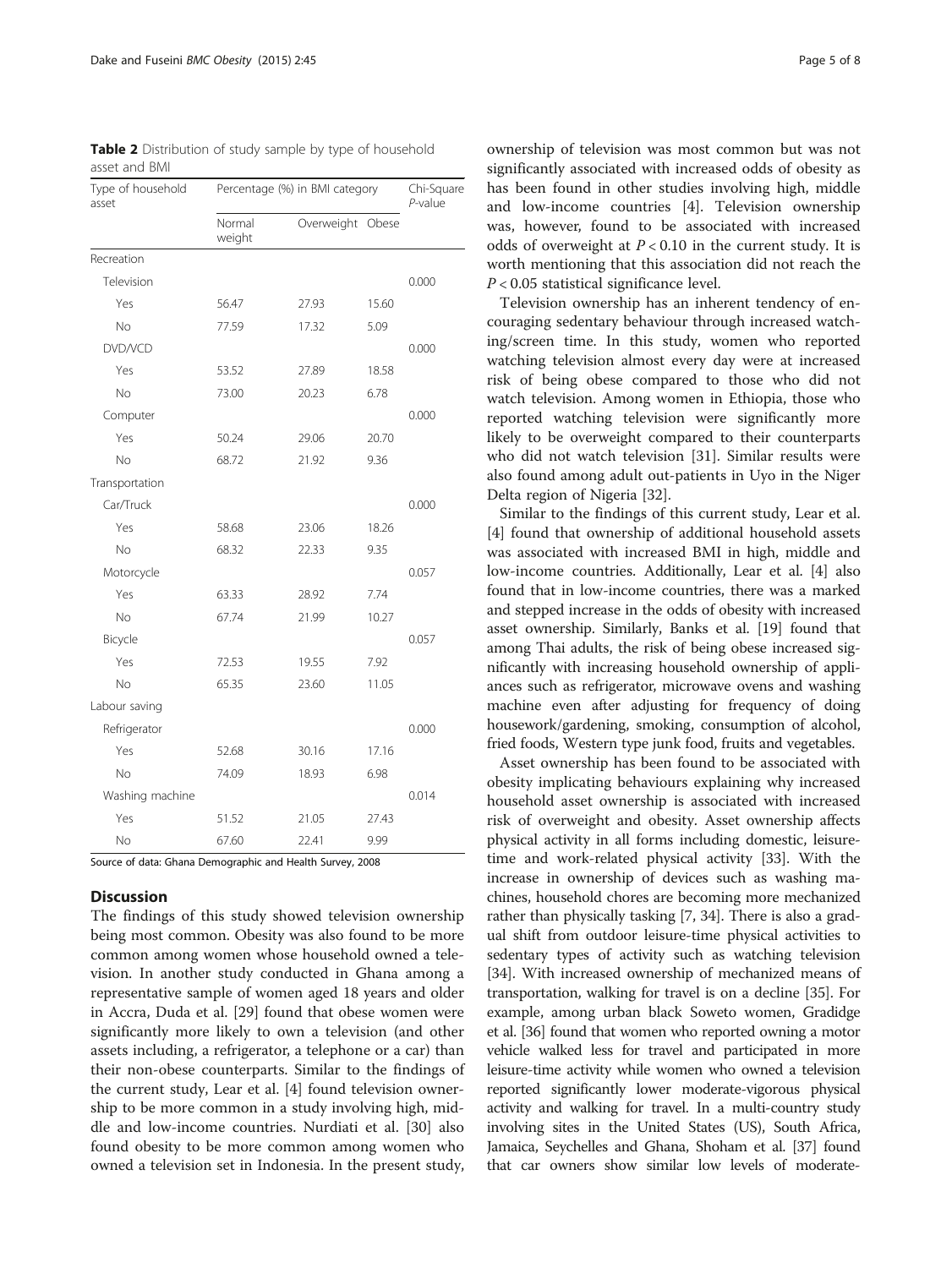**Table 2** Distribution of study sample by type of household asset and BMI

| Type of household asset | Percentage (%) in BMI category | | | Chi-Square *P*-value |
|---|---|---|---|---|
| | Normal weight | Overweight | Obese | |
| Recreation | | | | |
| Television | | | | 0.000 |
| Yes | 56.47 | 27.93 | 15.60 | |
| No | 77.59 | 17.32 | 5.09 | |
| DVD/VCD | | | | 0.000 |
| Yes | 53.52 | 27.89 | 18.58 | |
| No | 73.00 | 20.23 | 6.78 | |
| Computer | | | | 0.000 |
| Yes | 50.24 | 29.06 | 20.70 | |
| No | 68.72 | 21.92 | 9.36 | |
| Transportation | | | | |
| Car/Truck | | | | 0.000 |
| Yes | 58.68 | 23.06 | 18.26 | |
| No | 68.32 | 22.33 | 9.35 | |
| Motorcycle | | | | 0.057 |
| Yes | 63.33 | 28.92 | 7.74 | |
| No | 67.74 | 21.99 | 10.27 | |
| Bicycle | | | | 0.057 |
| Yes | 72.53 | 19.55 | 7.92 | |
| No | 65.35 | 23.60 | 11.05 | |
| Labour saving | | | | |
| Refrigerator | | | | 0.000 |
| Yes | 52.68 | 30.16 | 17.16 | |
| No | 74.09 | 18.93 | 6.98 | |
| Washing machine | | | | 0.014 |
| Yes | 51.52 | 21.05 | 27.43 | |
| No | 67.60 | 22.41 | 9.99 | |

Source of data: Ghana Demographic and Health Survey, 2008

## Discussion

The findings of this study showed television ownership being most common. Obesity was also found to be more common among women whose household owned a television. In another study conducted in Ghana among a representative sample of women aged 18 years and older in Accra, Duda et al. [29] found that obese women were significantly more likely to own a television (and other assets including, a refrigerator, a telephone or a car) than their non-obese counterparts. Similar to the findings of the current study, Lear et al. [4] found television ownership to be more common in a study involving high, middle and low-income countries. Nurdiati et al. [30] also found obesity to be more common among women who owned a television set in Indonesia. In the present study, ownership of television was most common but was not significantly associated with increased odds of obesity as has been found in other studies involving high, middle and low-income countries [4]. Television ownership was, however, found to be associated with increased odds of overweight at $P < 0.10$ in the current study. It is worth mentioning that this association did not reach the $P < 0.05$ statistical significance level.

Television ownership has an inherent tendency of encouraging sedentary behaviour through increased watching/screen time. In this study, women who reported watching television almost every day were at increased risk of being obese compared to those who did not watch television. Among women in Ethiopia, those who reported watching television were significantly more likely to be overweight compared to their counterparts who did not watch television [31]. Similar results were also found among adult out-patients in Uyo in the Niger Delta region of Nigeria [32].

Similar to the findings of this current study, Lear et al. [4] found that ownership of additional household assets was associated with increased BMI in high, middle and low-income countries. Additionally, Lear et al. [4] also found that in low-income countries, there was a marked and stepped increase in the odds of obesity with increased asset ownership. Similarly, Banks et al. [19] found that among Thai adults, the risk of being obese increased significantly with increasing household ownership of appliances such as refrigerator, microwave ovens and washing machine even after adjusting for frequency of doing housework/gardening, smoking, consumption of alcohol, fried foods, Western type junk food, fruits and vegetables.

Asset ownership has been found to be associated with obesity implicating behaviours explaining why increased household asset ownership is associated with increased risk of overweight and obesity. Asset ownership affects physical activity in all forms including domestic, leisure-time and work-related physical activity [33]. With the increase in ownership of devices such as washing machines, household chores are becoming more mechanized rather than physically tasking [7, 34]. There is also a gradual shift from outdoor leisure-time physical activities to sedentary types of activity such as watching television [34]. With increased ownership of mechanized means of transportation, walking for travel is on a decline [35]. For example, among urban black Soweto women, Gradidge et al. [36] found that women who reported owning a motor vehicle walked less for travel and participated in more leisure-time activity while women who owned a television reported significantly lower moderate-vigorous physical activity and walking for travel. In a multi-country study involving sites in the United States (US), South Africa, Jamaica, Seychelles and Ghana, Shoham et al. [37] found that car owners show similar low levels of moderate-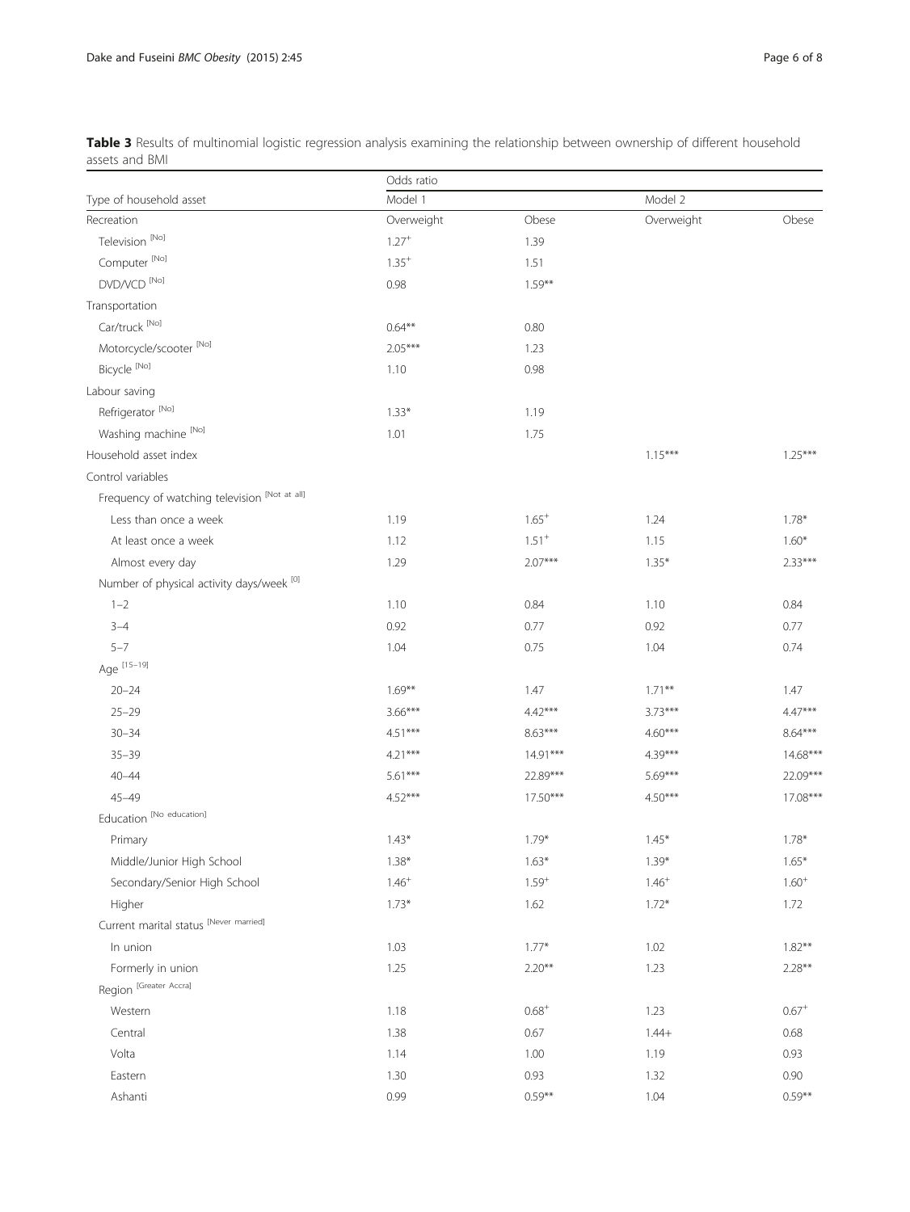**Table 3** Results of multinomial logistic regression analysis examining the relationship between ownership of different household assets and BMI

| Type of household asset | Odds ratio | | | |
|---|---|---|---|---|
| | Model 1 | | Model 2 | |
| Recreation | Overweight | Obese | Overweight | Obese |
| Television [No] | 1.27$^{+}$ | 1.39 | | |
| Computer [No] | 1.35$^{+}$ | 1.51 | | |
| DVD/VCD [No] | 0.98 | 1.59** | | |
| Transportation | | | | |
| Car/truck [No] | 0.64** | 0.80 | | |
| Motorcycle/scooter [No] | 2.05*** | 1.23 | | |
| Bicycle [No] | 1.10 | 0.98 | | |
| Labour saving | | | | |
| Refrigerator [No] | 1.33* | 1.19 | | |
| Washing machine [No] | 1.01 | 1.75 | | |
| Household asset index | | | 1.15*** | 1.25*** |
| Control variables | | | | |
| Frequency of watching television [Not at all] | | | | |
| Less than once a week | 1.19 | 1.65$^{+}$ | 1.24 | 1.78* |
| At least once a week | 1.12 | 1.51$^{+}$ | 1.15 | 1.60* |
| Almost every day | 1.29 | 2.07*** | 1.35* | 2.33*** |
| Number of physical activity days/week [0] | | | | |
| 1–2 | 1.10 | 0.84 | 1.10 | 0.84 |
| 3–4 | 0.92 | 0.77 | 0.92 | 0.77 |
| 5–7 | 1.04 | 0.75 | 1.04 | 0.74 |
| Age [15–19] | | | | |
| 20–24 | 1.69** | 1.47 | 1.71** | 1.47 |
| 25–29 | 3.66*** | 4.42*** | 3.73*** | 4.47*** |
| 30–34 | 4.51*** | 8.63*** | 4.60*** | 8.64*** |
| 35–39 | 4.21*** | 14.91*** | 4.39*** | 14.68*** |
| 40–44 | 5.61*** | 22.89*** | 5.69*** | 22.09*** |
| 45–49 | 4.52*** | 17.50*** | 4.50*** | 17.08*** |
| Education [No education] | | | | |
| Primary | 1.43* | 1.79* | 1.45* | 1.78* |
| Middle/Junior High School | 1.38* | 1.63* | 1.39* | 1.65* |
| Secondary/Senior High School | 1.46$^{+}$ | 1.59$^{+}$ | 1.46$^{+}$ | 1.60$^{+}$ |
| Higher | 1.73* | 1.62 | 1.72* | 1.72 |
| Current marital status [Never married] | | | | |
| In union | 1.03 | 1.77* | 1.02 | 1.82** |
| Formerly in union | 1.25 | 2.20** | 1.23 | 2.28** |
| Region [Greater Accra] | | | | |
| Western | 1.18 | 0.68$^{+}$ | 1.23 | 0.67$^{+}$ |
| Central | 1.38 | 0.67 | 1.44+ | 0.68 |
| Volta | 1.14 | 1.00 | 1.19 | 0.93 |
| Eastern | 1.30 | 0.93 | 1.32 | 0.90 |
| Ashanti | 0.99 | 0.59** | 1.04 | 0.59** |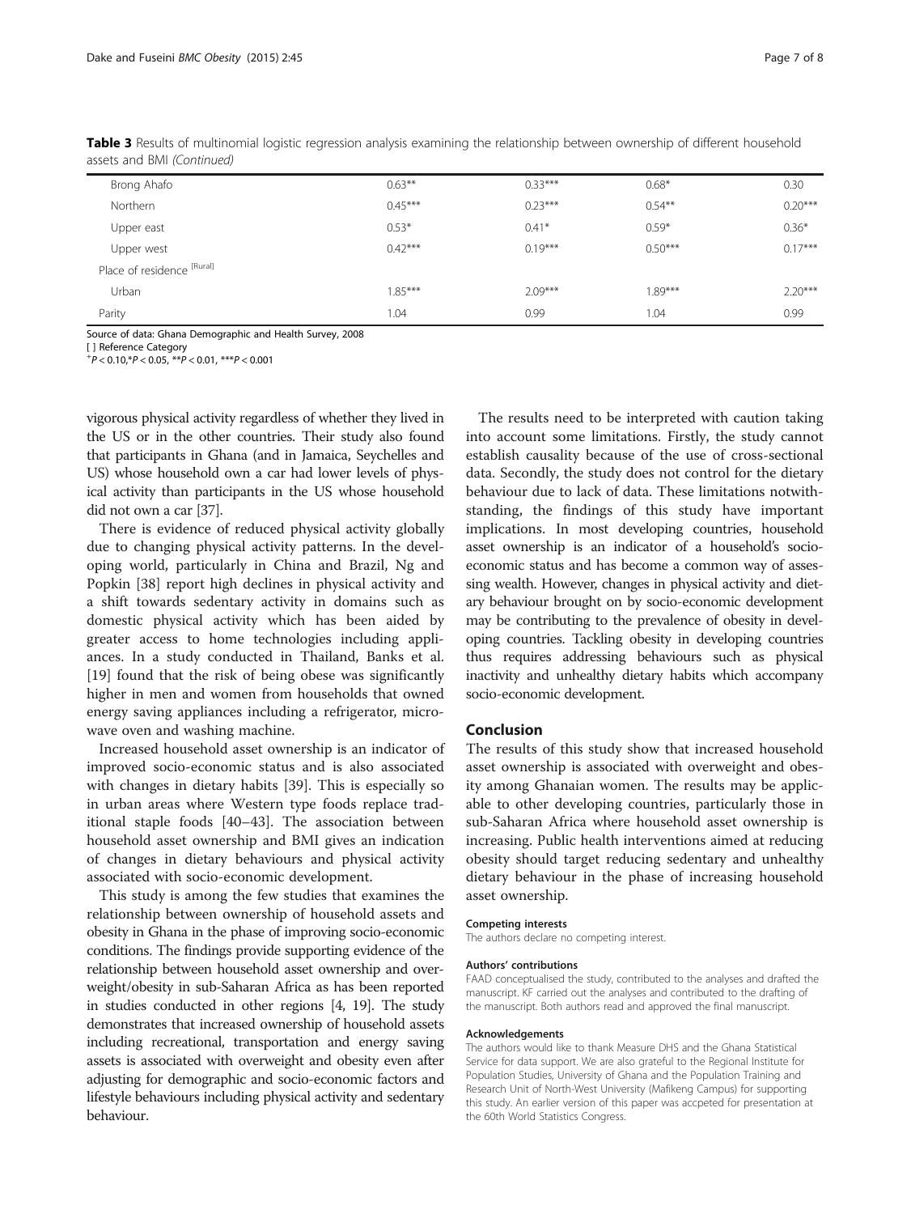**Table 3** Results of multinomial logistic regression analysis examining the relationship between ownership of different household assets and BMI *(Continued)*

| | | | | |
|---|---|---|---|---|
| Brong Ahafo | 0.63** | 0.33*** | 0.68* | 0.30 |
| Northern | 0.45*** | 0.23*** | 0.54** | 0.20*** |
| Upper east | 0.53* | 0.41* | 0.59* | 0.36* |
| Upper west | 0.42*** | 0.19*** | 0.50*** | 0.17*** |
| Place of residence [Rural] | | | | |
| Urban | 1.85*** | 2.09*** | 1.89*** | 2.20*** |
| Parity | 1.04 | 0.99 | 1.04 | 0.99 |

Source of data: Ghana Demographic and Health Survey, 2008

[ ] Reference Category

$^{+}P < 0.10$, $^{*}P < 0.05$, $^{**}P < 0.01$, $^{***}P < 0.001$

vigorous physical activity regardless of whether they lived in the US or in the other countries. Their study also found that participants in Ghana (and in Jamaica, Seychelles and US) whose household own a car had lower levels of physical activity than participants in the US whose household did not own a car [37].

There is evidence of reduced physical activity globally due to changing physical activity patterns. In the developing world, particularly in China and Brazil, Ng and Popkin [38] report high declines in physical activity and a shift towards sedentary activity in domains such as domestic physical activity which has been aided by greater access to home technologies including appliances. In a study conducted in Thailand, Banks et al. [19] found that the risk of being obese was significantly higher in men and women from households that owned energy saving appliances including a refrigerator, microwave oven and washing machine.

Increased household asset ownership is an indicator of improved socio-economic status and is also associated with changes in dietary habits [39]. This is especially so in urban areas where Western type foods replace traditional staple foods [40–43]. The association between household asset ownership and BMI gives an indication of changes in dietary behaviours and physical activity associated with socio-economic development.

This study is among the few studies that examines the relationship between ownership of household assets and obesity in Ghana in the phase of improving socio-economic conditions. The findings provide supporting evidence of the relationship between household asset ownership and overweight/obesity in sub-Saharan Africa as has been reported in studies conducted in other regions [4, 19]. The study demonstrates that increased ownership of household assets including recreational, transportation and energy saving assets is associated with overweight and obesity even after adjusting for demographic and socio-economic factors and lifestyle behaviours including physical activity and sedentary behaviour.

The results need to be interpreted with caution taking into account some limitations. Firstly, the study cannot establish causality because of the use of cross-sectional data. Secondly, the study does not control for the dietary behaviour due to lack of data. These limitations notwithstanding, the findings of this study have important implications. In most developing countries, household asset ownership is an indicator of a household's socio-economic status and has become a common way of assessing wealth. However, changes in physical activity and dietary behaviour brought on by socio-economic development may be contributing to the prevalence of obesity in developing countries. Tackling obesity in developing countries thus requires addressing behaviours such as physical inactivity and unhealthy dietary habits which accompany socio-economic development.

## Conclusion

The results of this study show that increased household asset ownership is associated with overweight and obesity among Ghanaian women. The results may be applicable to other developing countries, particularly those in sub-Saharan Africa where household asset ownership is increasing. Public health interventions aimed at reducing obesity should target reducing sedentary and unhealthy dietary behaviour in the phase of increasing household asset ownership.

#### Competing interests

The authors declare no competing interest.

#### Authors' contributions

FAAD conceptualised the study, contributed to the analyses and drafted the manuscript. KF carried out the analyses and contributed to the drafting of the manuscript. Both authors read and approved the final manuscript.

#### Acknowledgements

The authors would like to thank Measure DHS and the Ghana Statistical Service for data support. We are also grateful to the Regional Institute for Population Studies, University of Ghana and the Population Training and Research Unit of North-West University (Mafikeng Campus) for supporting this study. An earlier version of this paper was accpeted for presentation at the 60th World Statistics Congress.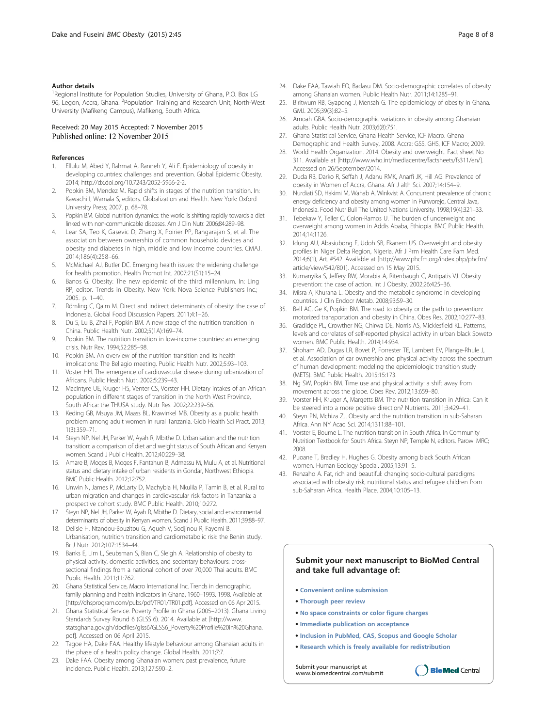### Author details

[1]Regional Institute for Population Studies, University of Ghana, P.O. Box LG 96, Legon, Accra, Ghana. [2]Population Training and Research Unit, North-West University (Mafikeng Campus), Mafikeng, South Africa.

Received: 20 May 2015 Accepted: 7 November 2015
Published online: 12 November 2015

### References

1. Ellulu M, Abed Y, Rahmat A, Ranneh Y, Ali F. Epidemiology of obesity in developing countries: challenges and prevention. Global Epidemic Obesity. 2014; http://dx.doi.org/10.7243/2052-5966-2-2.
2. Popkin BM, Mendez M. Rapid shifts in stages of the nutrition transition. In: Kawachi I, Wamala S, editors. Globalization and Health. New York: Oxford University Press; 2007. p. 68–78.
3. Popkin BM. Global nutrition dynamics: the world is shifting rapidly towards a diet linked with non-communicable diseases. Am J Clin Nutr. 2006;84:289–98.
4. Lear SA, Teo K, Gasevic D, Zhang X, Poirier PP, Rangarajan S, et al. The association between ownership of common household devices and obesity and diabetes in high, middle and low income countries. CMAJ. 2014;186(4):258–66.
5. McMichael AJ, Butler DC. Emerging health issues: the widening challenge for health promotion. Health Promot Int. 2007;21(S1):15–24.
6. Banos G. Obesity: The new epidemic of the third millennium. In: Ling RP, editor. Trends in Obesity. New York: Nova Science Publishers Inc.; 2005. p. 1–40.
7. Römling C, Qaim M. Direct and indirect determinants of obesity: the case of Indonesia. Global Food Discussion Papers. 2011;4:1–26.
8. Du S, Lu B, Zhai F, Popkin BM. A new stage of the nutrition transition in China. Public Health Nutr. 2002;5(1A):169–74.
9. Popkin BM. The nutrition transition in low-income countries: an emerging crisis. Nutr Rev. 1994;52:285–98.
10. Popkin BM. An overview of the nutrition transition and its health implications: The Bellagio meeting. Public Health Nutr. 2002;5:93–103.
11. Vorster HH. The emergence of cardiovascular disease during urbanization of Africans. Public Health Nutr. 2002;5:239–43.
12. MacIntyre UE, Kruger HS, Venter CS, Vorster HH. Dietary intakes of an African population in different stages of transition in the North West Province, South Africa: the THUSA study. Nutr Res. 2002;22:239–56.
13. Keding GB, Msuya JM, Maass BL, Krawinkel MB. Obesity as a public health problem among adult women in rural Tanzania. Glob Health Sci Pract. 2013; 1(3):359–71.
14. Steyn NP, Nel JH, Parker W, Ayah R, Mbithe D. Urbanisation and the nutrition transition: a comparison of diet and weight status of South African and Kenyan women. Scand J Public Health. 2012;40:229–38.
15. Amare B, Moges B, Moges F, Fantahun B, Admassu M, Mulu A, et al. Nutritional status and dietary intake of urban residents in Gondar, Northwest Ethiopia. BMC Public Health. 2012;12:752.
16. Unwin N, James P, McLarty D, Machybia H, Nkulila P, Tamin B, et al. Rural to urban migration and changes in cardiovascular risk factors in Tanzania: a prospective cohort study. BMC Public Health. 2010;10:272.
17. Steyn NP, Nel JH, Parker W, Ayah R, Mbithe D. Dietary, social and environmental determinants of obesity in Kenyan women. Scand J Public Health. 2011;39:88–97.
18. Delisle H, Ntandou-Bouzitou G, Agueh V, Sodjinou R, Fayomi B. Urbanisation, nutrition transition and cardiometabolic risk: the Benin study. Br J Nutr. 2012;107:1534–44.
19. Banks E, Lim L, Seubsman S, Bian C, Sleigh A. Relationship of obesity to physical activity, domestic activities, and sedentary behaviours: cross-sectional findings from a national cohort of over 70,000 Thai adults. BMC Public Health. 2011;11:762.
20. Ghana Statistical Service, Macro International Inc. Trends in demographic, family planning and health indicators in Ghana, 1960–1993. 1998. Available at [http://dhsprogram.com/pubs/pdf/TR01/TR01.pdf]. Accessed on 06 Apr 2015.
21. Ghana Statistical Service. Poverty Profile in Ghana (2005–2013). Ghana Living Standards Survey Round 6 (GLSS 6). 2014. Available at [http://www.statsghana.gov.gh/docfiles/glss6/GLSS6_Poverty%20Profile%20in%20Ghana.pdf]. Accessed on 06 April 2015.
22. Tagoe HA, Dake FAA. Healthy lifestyle behaviour among Ghanaian adults in the phase of a health policy change. Global Health. 2011;7:7.
23. Dake FAA. Obesity among Ghanaian women: past prevalence, future incidence. Public Health. 2013;127:590–2.
24. Dake FAA, Tawiah EO, Badasu DM. Socio-demographic correlates of obesity among Ghanaian women. Public Health Nutr. 2011;14:1285–91.
25. Biritwum RB, Gyapong J, Mensah G. The epidemiology of obesity in Ghana. GMJ. 2005;39(3):82–5.
26. Amoah GBA. Socio-demographic variations in obesity among Ghanaian adults. Public Health Nutr. 2003;6(8):751.
27. Ghana Statistical Service, Ghana Health Service, ICF Macro. Ghana Demographic and Health Survey, 2008. Accra: GSS, GHS, ICF Macro; 2009.
28. World Health Organization. 2014. Obesity and overweight. Fact sheet No 311. Available at [http://www.who.int/mediacentre/factsheets/fs311/en/]. Accessed on 26/September/2014.
29. Duda RB, Darko R, Seffah J, Adanu RMK, Anarfi JK, Hill AG. Prevalence of obesity in Women of Accra, Ghana. Afr J alth Sci. 2007;14:154–9.
30. Nurdiati SD, Hakimi M, Wahab A, Winkvist A. Concurrent prevalence of chronic energy deficiency and obesity among women in Purworejo, Central Java, Indonesia. Food Nutr Bull The United Nations University. 1998;19(4):321–33.
31. Tebekaw Y, Teller C, Colon-Ramos U. The burden of underweight and overweight among women in Addis Ababa, Ethiopia. BMC Public Health. 2014;14:1126.
32. Idung AU, Abasiubong F, Udoh SB, Ekanem US. Overweight and obesity profiles in Niger Delta Region, Nigeria. Afr J Prm Health Care Fam Med. 2014;6(1), Art. #542. Available at [http://www.phcfm.org/index.php/phcfm/article/view/542/801]. Accessed on 15 May 2015.
33. Kumanyika S, Jeffery RW, Morabia A, Ritenbaugh C, Antipatis VJ. Obesity prevention: the case of action. Int J Obesity. 2002;26:425–36.
34. Misra A, Khurana L. Obesity and the metabolic syndrome in developing countries. J Clin Endocr Metab. 2008;93:S9–30.
35. Bell AC, Ge K, Popkin BM. The road to obesity or the path to prevention: motorized transportation and obesity in China. Obes Res. 2002;10:277–83.
36. Gradidge PL, Crowther NG, Chirwa DE, Norris AS, Micklesfield KL. Patterns, levels and correlates of self-reported physical activity in urban black Soweto women. BMC Public Health. 2014;14:934.
37. Shoham AD, Dugas LR, Bovet P, Forrester TE, Lambert EV, Plange-Rhule J, et al. Association of car ownership and physical activity across the spectrum of human development: modeling the epidemiologic transition study (METS). BMC Public Health. 2015;15:173.
38. Ng SW, Popkin BM. Time use and physical activity: a shift away from movement across the globe. Obes Rev. 2012;13:659–80.
39. Vorster HH, Kruger A, Margetts BM. The nutrition transition in Africa: Can it be steered into a more positive direction? Nutrients. 2011;3:429–41.
40. Steyn PN, Mchiza ZJ. Obesity and the nutrition transition in sub-Saharan Africa. Ann NY Acad Sci. 2014;1311:88–101.
41. Vorster E, Bourne L. The nutrition transition in South Africa. In Community Nutrition Textbook for South Africa. Steyn NP, Temple N, editors. Parow: MRC; 2008.
42. Puoane T, Bradley H, Hughes G. Obesity among black South African women. Human Ecology Special. 2005;13:91–5.
43. Renzaho A. Fat, rich and beautiful: changing socio-cultural paradigms associated with obesity risk, nutritional status and refugee children from sub-Saharan Africa. Health Place. 2004;10:105–13.

**Submit your next manuscript to BioMed Central and take full advantage of:**

- **Convenient online submission**
- **Thorough peer review**
- **No space constraints or color figure charges**
- **Immediate publication on acceptance**
- **Inclusion in PubMed, CAS, Scopus and Google Scholar**
- **Research which is freely available for redistribution**

Submit your manuscript at
www.biomedcentral.com/submit

BioMed Central